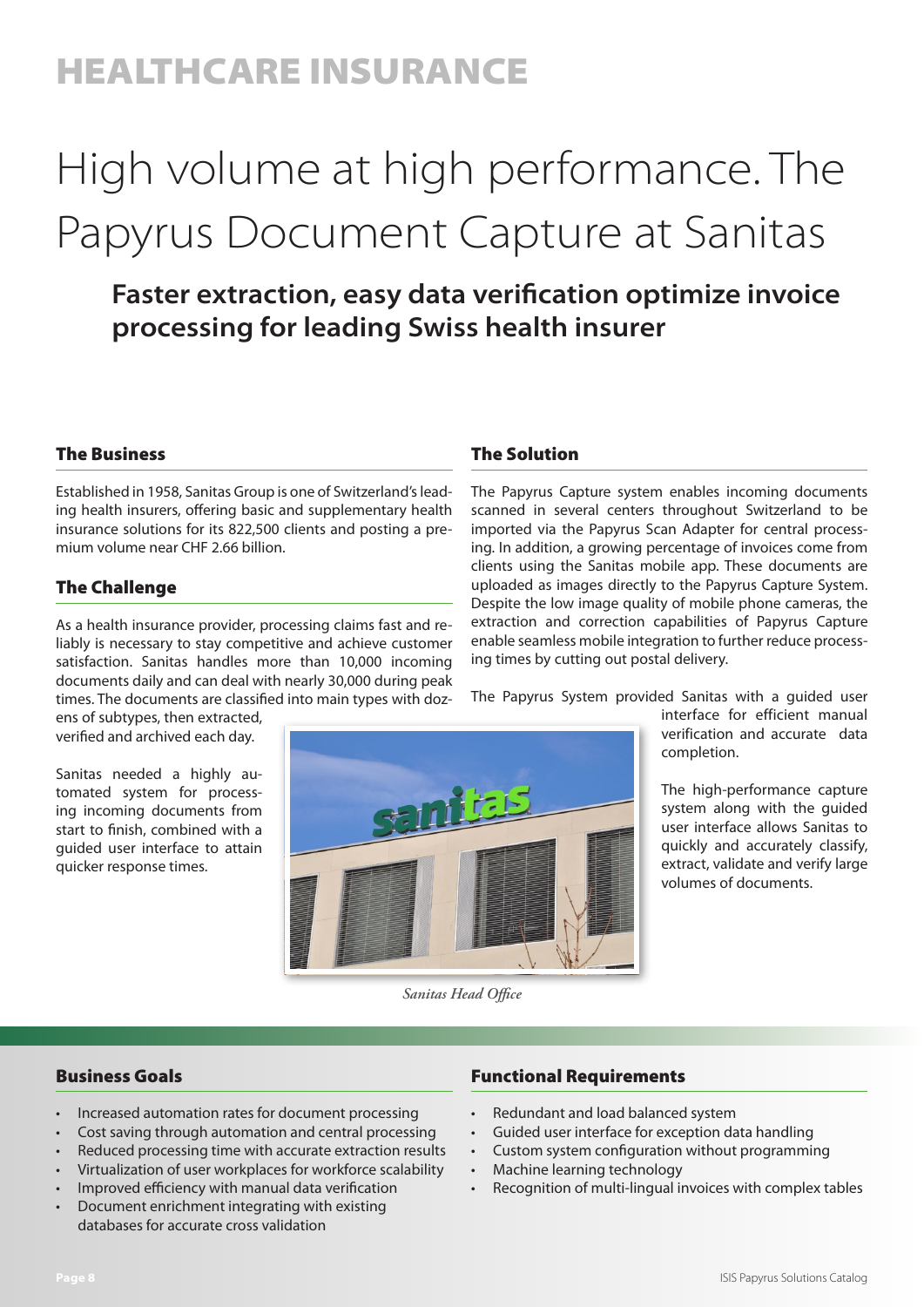# HEALTHCARE INSURANCE

# High volume at high performance. The Papyrus Document Capture at Sanitas

## Faster extraction, easy data verification optimize invoice processing for leading Swiss health insurer

### The Business

Established in 1958, Sanitas Group is one of Switzerland's leading health insurers, offering basic and supplementary health insurance solutions for its 822,500 clients and posting a premium volume near CHF 2.66 billion.

### The Challenge

As a health insurance provider, processing claims fast and reliably is necessary to stay competitive and achieve customer satisfaction. Sanitas handles more than 10,000 incoming documents daily and can deal with nearly 30,000 during peak times. The documents are classified into main types with dozens of subtypes, then extracted, verified and archived each day.

Sanitas needed a highly automated system for processing incoming documents from start to finish, combined with a guided user interface to attain quicker response times.

*Sanitas Head Office*

### The Solution

The Papyrus Capture system enables incoming documents scanned in several centers throughout Switzerland to be imported via the Papyrus Scan Adapter for central processing. In addition, a growing percentage of invoices come from clients using the Sanitas mobile app. These documents are uploaded as images directly to the Papyrus Capture System. Despite the low image quality of mobile phone cameras, the extraction and correction capabilities of Papyrus Capture enable seamless mobile integration to further reduce processing times by cutting out postal delivery.

The Papyrus System provided Sanitas with a guided user interface for efficient manual verification and accurate data completion.

The high-performance capture system along with the guided user interface allows Sanitas to quickly and accurately classify, extract, validate and verify large volumes of documents.

### Business Goals

- Increased automation rates for document processing
- Cost saving through automation and central processing
- Reduced processing time with accurate extraction results
- Virtualization of user workplaces for workforce scalability
- Improved efficiency with manual data verification
- Document enrichment integrating with existing databases for accurate cross validation

### Functional Requirements

- Redundant and load balanced system
- Guided user interface for exception data handling
- Custom system configuration without programming
- Machine learning technology
- Recognition of multi-lingual invoices with complex tables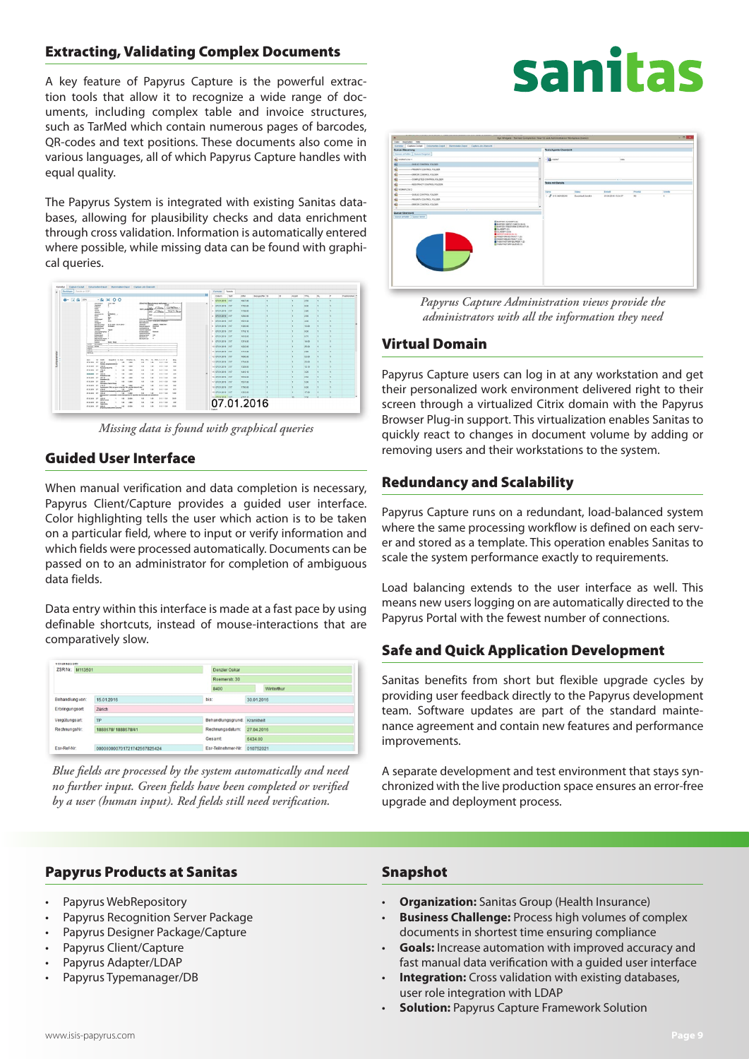## Extracting, Validating Complex Documents

A key feature of Papyrus Capture is the powerful extraction tools that allow it to recognize a wide range of documents, including complex table and invoice structures, such as TarMed which contain numerous pages of barcodes, QR-codes and text positions. These documents also come in various languages, all of which Papyrus Capture handles with equal quality.

The Papyrus System is integrated with existing Sanitas databases, allowing for plausibility checks and data enrichment through cross validation. Information is automatically entered where possible, while missing data can be found with graphical queries.

*Missing data is found with graphical queries*

## Guided User Interface

When manual verification and data completion is necessary, Papyrus Client/Capture provides a guided user interface. Color highlighting tells the user which action is to be taken on a particular field, where to input or verify information and which fields were processed automatically. Documents can be passed on to an administrator for completion of ambiguous data fields.

Data entry within this interface is made at a fast pace by using definable shortcuts, instead of mouse-interactions that are comparatively slow.

*Blue fields are processed by the system automatically and need no further input. Green fields have been completed or verified by a user (human input). Red fields still need verification.*

*Papyrus Capture Administration views provide the administrators with all the information they need*

## Virtual Domain

Papyrus Capture users can log in at any workstation and get their personalized work environment delivered right to their screen through a virtualized Citrix domain with the Papyrus Browser Plug-in support. This virtualization enables Sanitas to quickly react to changes in document volume by adding or removing users and their workstations to the system.

## Redundancy and Scalability

Papyrus Capture runs on a redundant, load-balanced system where the same processing workflow is defined on each server and stored as a template. This operation enables Sanitas to scale the system performance exactly to requirements.

Load balancing extends to the user interface as well. This means new users logging on are automatically directed to the Papyrus Portal with the fewest number of connections.

## Safe and Quick Application Development

Sanitas benefits from short but flexible upgrade cycles by providing user feedback directly to the Papyrus development team. Software updates are part of the standard maintenance agreement and contain new features and performance improvements.

A separate development and test environment that stays synchronized with the live production space ensures an error-free upgrade and deployment process.

## Papyrus Products at Sanitas

- Papyrus WebRepository
- Papyrus Recognition Server Package
- Papyrus Designer Package/Capture
- Papyrus Client/Capture
- Papyrus Adapter/LDAP
- Papyrus Typemanager/DB

## Snapshot

- **Organization:** Sanitas Group (Health Insurance)
- **Business Challenge:** Process high volumes of complex documents in shortest time ensuring compliance
- **Goals:** Increase automation with improved accuracy and fast manual data verification with a guided user interface
- **Integration:** Cross validation with existing databases, user role integration with LDAP
- **Solution:** Papyrus Capture Framework Solution